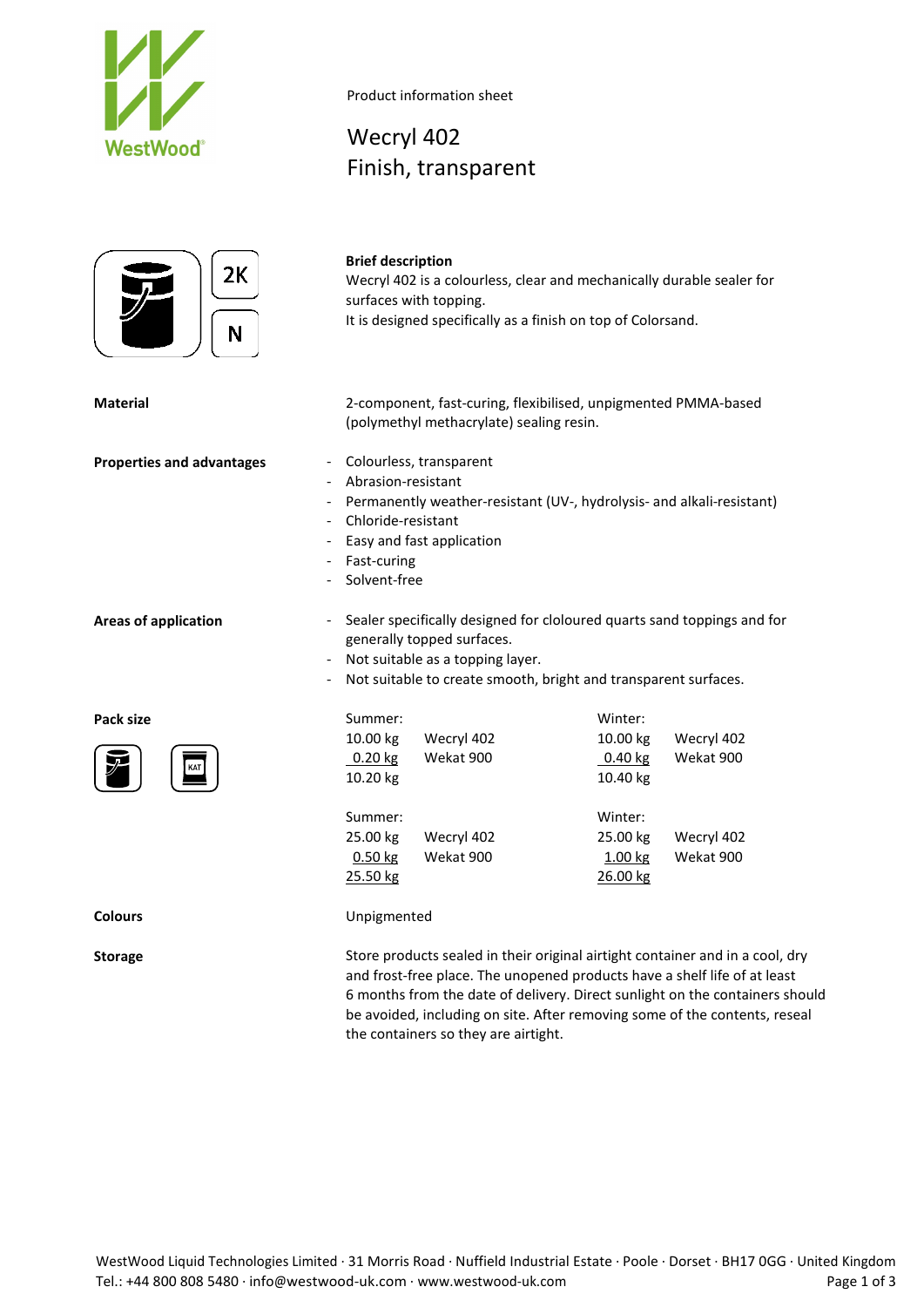Product information sheet

# Wecryl 402
# Finish, transparent

2K

N

**Brief description**

Wecryl 402 is a colourless, clear and mechanically durable sealer for surfaces with topping.
It is designed specifically as a finish on top of Colorsand.

**Material**

2-component, fast-curing, flexibilised, unpigmented PMMA-based (polymethyl methacrylate) sealing resin.

**Properties and advantages**

- Colourless, transparent
- Abrasion-resistant
- Permanently weather-resistant (UV-, hydrolysis- and alkali-resistant)
- Chloride-resistant
- Easy and fast application
- Fast-curing
- Solvent-free

**Areas of application**

- Sealer specifically designed for cloloured quarts sand toppings and for generally topped surfaces.
- Not suitable as a topping layer.
- Not suitable to create smooth, bright and transparent surfaces.

**Pack size**

KAT

| Summer: | | Winter: | |
|---|---|---|---|
| 10.00 kg | Wecryl 402 | 10.00 kg | Wecryl 402 |
| 0.20 kg | Wekat 900 | 0.40 kg | Wekat 900 |
| 10.20 kg | | 10.40 kg | |

| Summer: | | Winter: | |
|---|---|---|---|
| 25.00 kg | Wecryl 402 | 25.00 kg | Wecryl 402 |
| 0.50 kg | Wekat 900 | 1.00 kg | Wekat 900 |
| 25.50 kg | | 26.00 kg | |

**Colours**

Unpigmented

**Storage**

Store products sealed in their original airtight container and in a cool, dry and frost-free place. The unopened products have a shelf life of at least 6 months from the date of delivery. Direct sunlight on the containers should be avoided, including on site. After removing some of the contents, reseal the containers so they are airtight.

WestWood Liquid Technologies Limited · 31 Morris Road · Nuffield Industrial Estate · Poole · Dorset · BH17 0GG · United Kingdom
Tel.: +44 800 808 5480 · info@westwood-uk.com · www.westwood-uk.com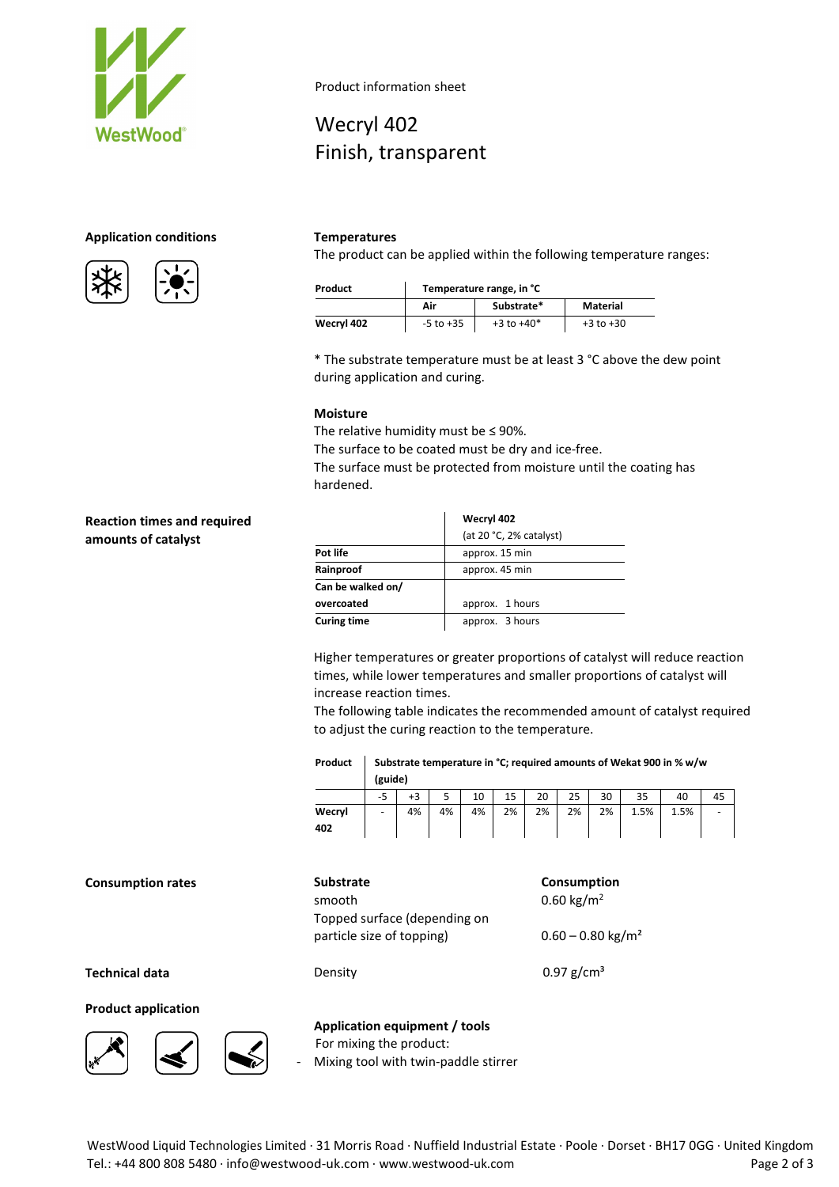Product information sheet

# Wecryl 402
# Finish, transparent

## Application conditions

### Temperatures

The product can be applied within the following temperature ranges:

| Product | Temperature range, in °C | | |
|---|---|---|---|
| | Air | Substrate* | Material |
| Wecryl 402 | -5 to +35 | +3 to +40* | +3 to +30 |

* The substrate temperature must be at least 3 °C above the dew point during application and curing.

### Moisture

The relative humidity must be ≤ 90%.
The surface to be coated must be dry and ice-free.
The surface must be protected from moisture until the coating has hardened.

## Reaction times and required amounts of catalyst

| | Wecryl 402 (at 20 °C, 2% catalyst) |
|---|---|
| Pot life | approx. 15 min |
| Rainproof | approx. 45 min |
| Can be walked on/ overcoated | approx. 1 hours |
| Curing time | approx. 3 hours |

Higher temperatures or greater proportions of catalyst will reduce reaction times, while lower temperatures and smaller proportions of catalyst will increase reaction times.
The following table indicates the recommended amount of catalyst required to adjust the curing reaction to the temperature.

| Product | Substrate temperature in °C; required amounts of Wekat 900 in % w/w (guide) | | | | | | | | | | |
|---|---|---|---|---|---|---|---|---|---|---|---|
| | -5 | +3 | 5 | 10 | 15 | 20 | 25 | 30 | 35 | 40 | 45 |
| Wecryl 402 | - | 4% | 4% | 4% | 2% | 2% | 2% | 2% | 1.5% | 1.5% | - |

## Consumption rates

| Substrate | Consumption |
|---|---|
| smooth | 0.60 kg/m² |
| Topped surface (depending on particle size of topping) | 0.60 – 0.80 kg/m² |

## Technical data

| | |
|---|---|
| Density | 0.97 g/cm³ |

## Product application

### Application equipment / tools

For mixing the product:

- Mixing tool with twin-paddle stirrer

WestWood Liquid Technologies Limited · 31 Morris Road · Nuffield Industrial Estate · Poole · Dorset · BH17 0GG · United Kingdom
Tel.: +44 800 808 5480 · info@westwood-uk.com · www.westwood-uk.com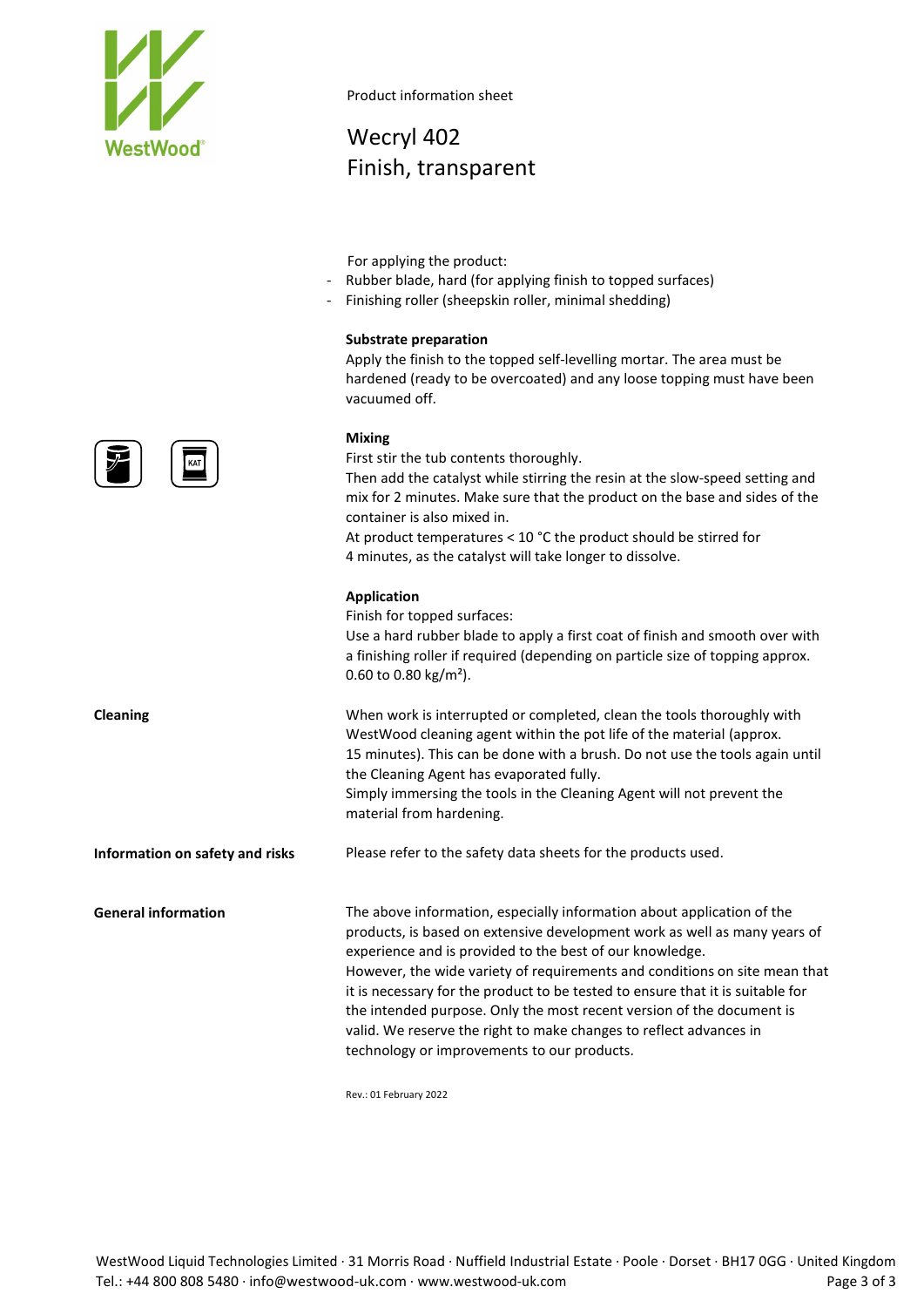Product information sheet

# Wecryl 402
# Finish, transparent

For applying the product:

- Rubber blade, hard (for applying finish to topped surfaces)
- Finishing roller (sheepskin roller, minimal shedding)

**Substrate preparation**

Apply the finish to the topped self-levelling mortar. The area must be hardened (ready to be overcoated) and any loose topping must have been vacuumed off.

**Mixing**

First stir the tub contents thoroughly.
Then add the catalyst while stirring the resin at the slow-speed setting and mix for 2 minutes. Make sure that the product on the base and sides of the container is also mixed in.
At product temperatures < 10 °C the product should be stirred for 4 minutes, as the catalyst will take longer to dissolve.

**Application**

Finish for topped surfaces:
Use a hard rubber blade to apply a first coat of finish and smooth over with a finishing roller if required (depending on particle size of topping approx. 0.60 to 0.80 kg/m²).

**Cleaning**

When work is interrupted or completed, clean the tools thoroughly with WestWood cleaning agent within the pot life of the material (approx. 15 minutes). This can be done with a brush. Do not use the tools again until the Cleaning Agent has evaporated fully.
Simply immersing the tools in the Cleaning Agent will not prevent the material from hardening.

**Information on safety and risks**

Please refer to the safety data sheets for the products used.

**General information**

The above information, especially information about application of the products, is based on extensive development work as well as many years of experience and is provided to the best of our knowledge.
However, the wide variety of requirements and conditions on site mean that it is necessary for the product to be tested to ensure that it is suitable for the intended purpose. Only the most recent version of the document is valid. We reserve the right to make changes to reflect advances in technology or improvements to our products.

Rev.: 01 February 2022

WestWood Liquid Technologies Limited · 31 Morris Road · Nuffield Industrial Estate · Poole · Dorset · BH17 0GG · United Kingdom
Tel.: +44 800 808 5480 · info@westwood-uk.com · www.westwood-uk.com